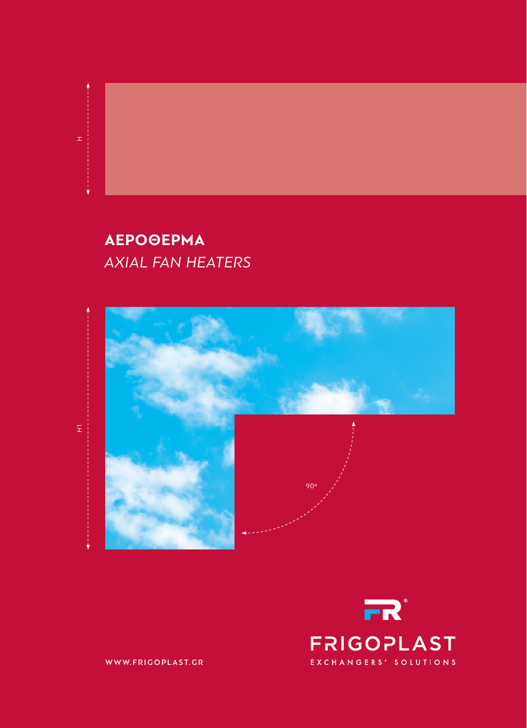H

# ΑΕΡΟΘΕΡΜΑ

*AXIAL FAN HEATERS*

H1

90°

FRIGOPLAST

EXCHANGERS' SOLUTIONS

WWW.FRIGOPLAST.GR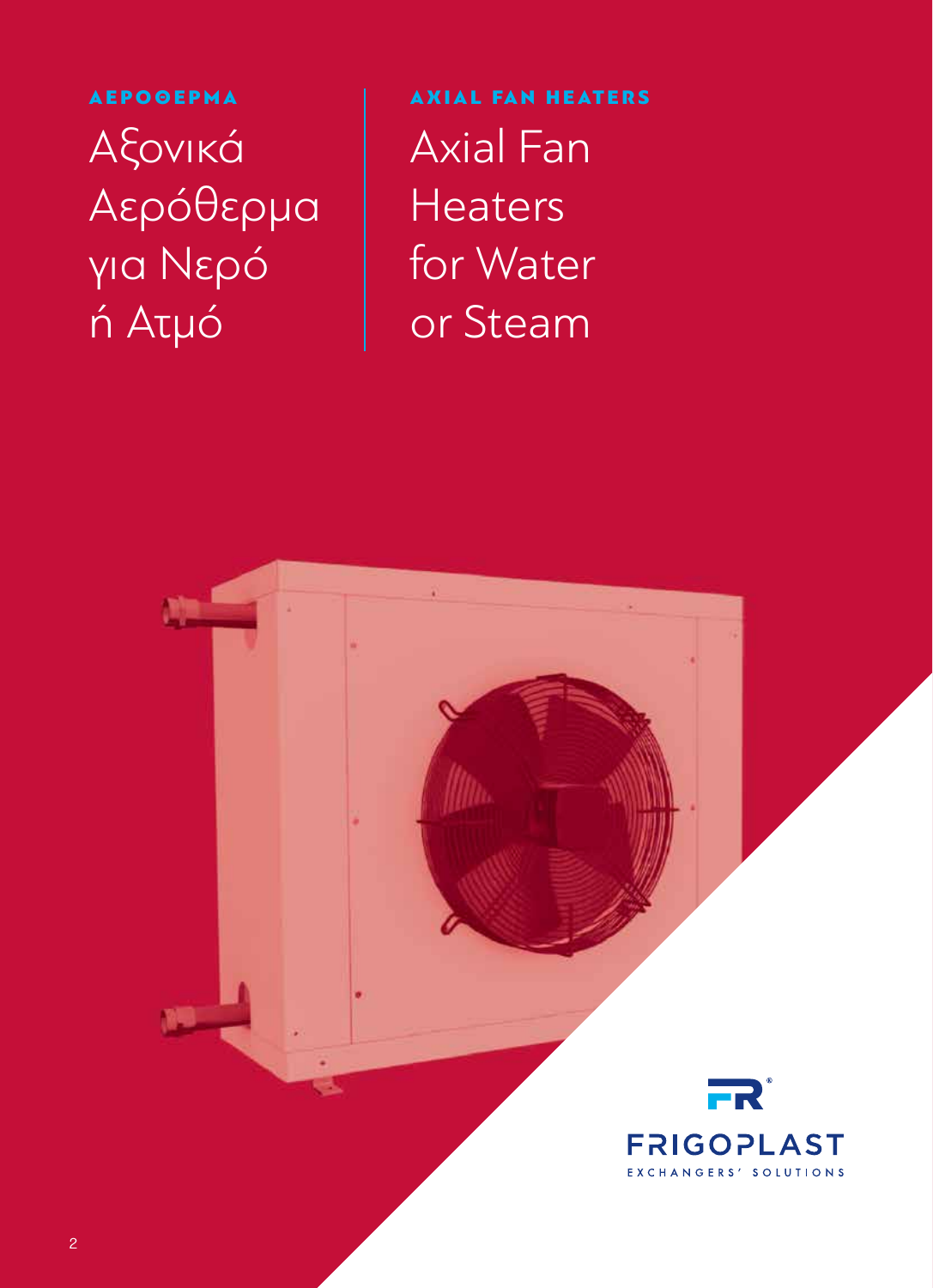**ΑΕΡΟΘΕΡΜΑ**

# Αξονικά Αερόθερμα για Νερό ή Ατμό

**AXIAL FAN HEATERS**

# Axial Fan Heaters for Water or Steam

FRIGOPLAST
EXCHANGERS' SOLUTIONS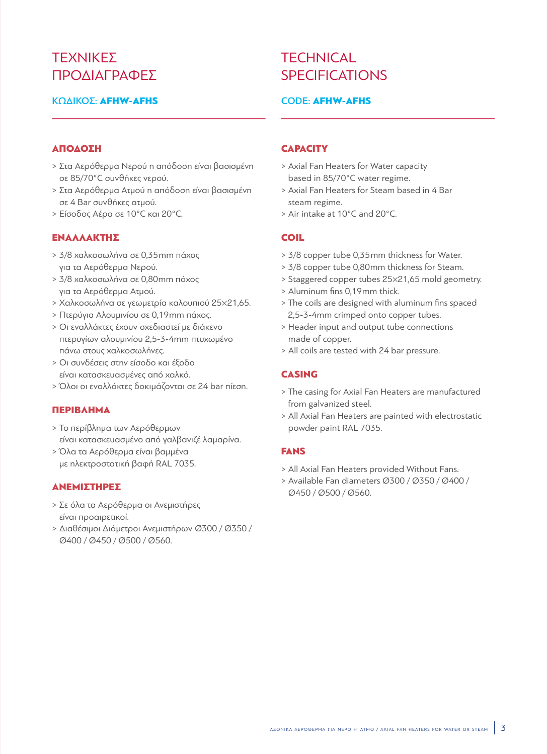# ΤΕΧΝΙΚΕΣ ΠΡΟΔΙΑΓΡΑΦΕΣ

ΚΩΔΙΚΟΣ: **AFHW-AFHS**

## ΑΠΟΔΟΣΗ

- > Στα Αερόθερμα Νερού η απόδοση είναι βασισμένη σε 85/70°C συνθήκες νερού.
- > Στα Αερόθερμα Ατμού η απόδοση είναι βασισμένη σε 4 Bar συνθήκες ατμού.
- > Είσοδος Αέρα σε 10°C και 20°C.

## ΕΝΑΛΛΑΚΤΗΣ

- > 3/8 χαλκοσωλήνα σε 0,35mm πάχος για τα Αερόθερμα Νερού.
- > 3/8 χαλκοσωλήνα σε 0,80mm πάχος για τα Αερόθερμα Ατμού.
- > Χαλκοσωλήνα σε γεωμετρία καλουπιού 25×21,65.
- > Πτερύγια Αλουμινίου σε 0,19mm πάχος.
- > Οι εναλλάκτες έχουν σχεδιαστεί με διάκενο πτερυγίων αλουμινίου 2,5-3-4mm πτυχωμένο πάνω στους χαλκοσωλήνες.
- > Οι συνδέσεις στην είσοδο και έξοδο είναι κατασκευασμένες από χαλκό.
- > Όλοι οι εναλλάκτες δοκιμάζονται σε 24 bar πίεση.

## ΠΕΡΙΒΛΗΜΑ

- > Το περίβλημα των Αερόθερμων είναι κατασκευασμένο από γαλβανιζέ λαμαρίνα.
- > Όλα τα Αερόθερμα είναι βαμμένα με ηλεκτροστατική βαφή RAL 7035.

## ΑΝΕΜΙΣΤΗΡΕΣ

- > Σε όλα τα Αερόθερμα οι Ανεμιστήρες είναι προαιρετικοί.
- > Διαθέσιμοι Διάμετροι Ανεμιστήρων Ø300 / Ø350 / Ø400 / Ø450 / Ø500 / Ø560.

# TECHNICAL SPECIFICATIONS

CODE: **AFHW-AFHS**

## CAPACITY

- > Axial Fan Heaters for Water capacity based in 85/70°C water regime.
- > Axial Fan Heaters for Steam based in 4 Bar steam regime.
- > Air intake at 10°C and 20°C.

## COIL

- > 3/8 copper tube 0,35mm thickness for Water.
- > 3/8 copper tube 0,80mm thickness for Steam.
- > Staggered copper tubes 25×21,65 mold geometry.
- > Aluminum fins 0,19mm thick.
- > The coils are designed with aluminum fins spaced 2,5-3-4mm crimped onto copper tubes.
- > Header input and output tube connections made of copper.
- > All coils are tested with 24 bar pressure.

## CASING

- > The casing for Axial Fan Heaters are manufactured from galvanized steel.
- > All Axial Fan Heaters are painted with electrostatic powder paint RAL 7035.

## FANS

- > All Axial Fan Heaters provided Without Fans.
- > Available Fan diameters Ø300 / Ø350 / Ø400 / Ø450 / Ø500 / Ø560.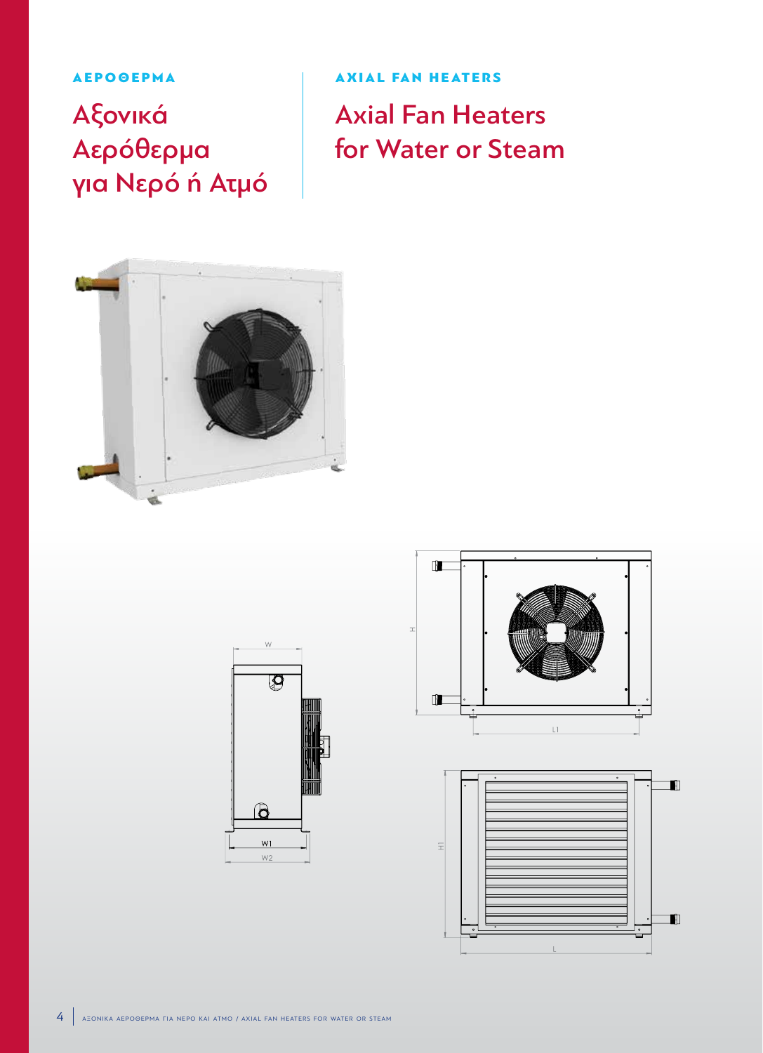ΑΕΡΟΘΕΡΜΑ

# Αξονικά Αερόθερμα για Νερό ή Ατμό

AXIAL FAN HEATERS

# Axial Fan Heaters for Water or Steam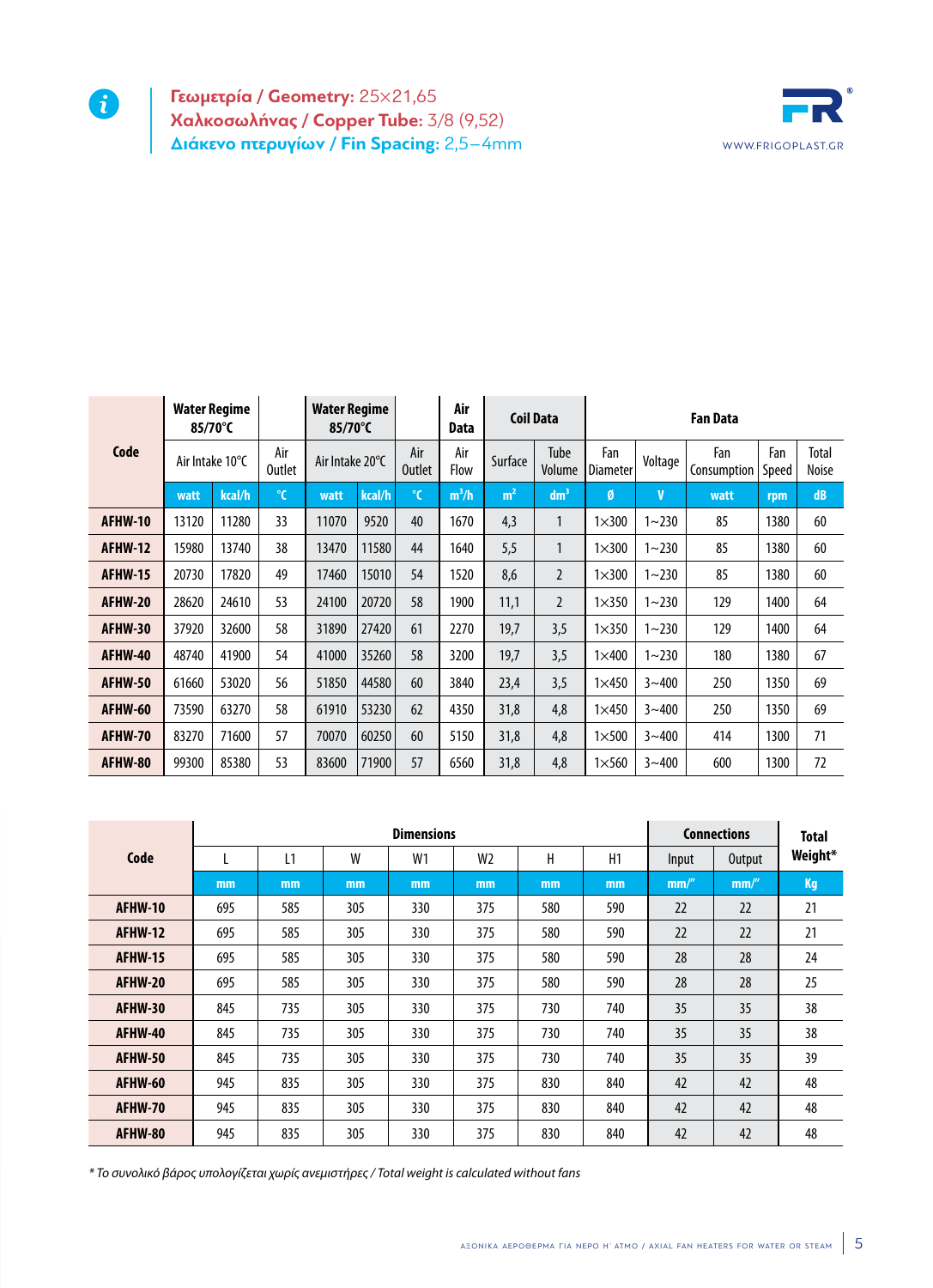**Γεωμετρία / Geometry:** 25×21,65
**Χαλκοσωλήνας / Copper Tube:** 3/8 (9,52)
**Διάκενο πτερυγίων / Fin Spacing:** 2,5–4mm

WWW.FRIGOPLAST.GR

| Code | Water Regime 85/70°C | | | Water Regime 85/70°C | | | Air Data | Coil Data | | Fan Data | | | | |
|---|---|---|---|---|---|---|---|---|---|---|---|---|---|---|
| | Air Intake 10°C | | Air Outlet | Air Intake 20°C | | Air Outlet | Air Flow | Surface | Tube Volume | Fan Diameter | Voltage | Fan Consumption | Fan Speed | Total Noise |
| | watt | kcal/h | °C | watt | kcal/h | °C | m³/h | m² | dm³ | ø | V | watt | rpm | dB |
| **AFHW-10** | 13120 | 11280 | 33 | 11070 | 9520 | 40 | 1670 | 4,3 | 1 | 1×300 | 1~230 | 85 | 1380 | 60 |
| **AFHW-12** | 15980 | 13740 | 38 | 13470 | 11580 | 44 | 1640 | 5,5 | 1 | 1×300 | 1~230 | 85 | 1380 | 60 |
| **AFHW-15** | 20730 | 17820 | 49 | 17460 | 15010 | 54 | 1520 | 8,6 | 2 | 1×300 | 1~230 | 85 | 1380 | 60 |
| **AFHW-20** | 28620 | 24610 | 53 | 24100 | 20720 | 58 | 1900 | 11,1 | 2 | 1×350 | 1~230 | 129 | 1400 | 64 |
| **AFHW-30** | 37920 | 32600 | 58 | 31890 | 27420 | 61 | 2270 | 19,7 | 3,5 | 1×350 | 1~230 | 129 | 1400 | 64 |
| **AFHW-40** | 48740 | 41900 | 54 | 41000 | 35260 | 58 | 3200 | 19,7 | 3,5 | 1×400 | 1~230 | 180 | 1380 | 67 |
| **AFHW-50** | 61660 | 53020 | 56 | 51850 | 44580 | 60 | 3840 | 23,4 | 3,5 | 1×450 | 3~400 | 250 | 1350 | 69 |
| **AFHW-60** | 73590 | 63270 | 58 | 61910 | 53230 | 62 | 4350 | 31,8 | 4,8 | 1×450 | 3~400 | 250 | 1350 | 69 |
| **AFHW-70** | 83270 | 71600 | 57 | 70070 | 60250 | 60 | 5150 | 31,8 | 4,8 | 1×500 | 3~400 | 414 | 1300 | 71 |
| **AFHW-80** | 99300 | 85380 | 53 | 83600 | 71900 | 57 | 6560 | 31,8 | 4,8 | 1×560 | 3~400 | 600 | 1300 | 72 |

| Code | Dimensions | | | | | | | Connections | | Total Weight* |
|---|---|---|---|---|---|---|---|---|---|---|
| | L | L1 | W | W1 | W2 | H | H1 | Input | Output | |
| | mm | mm | mm | mm | mm | mm | mm | mm/" | mm/" | Kg |
| **AFHW-10** | 695 | 585 | 305 | 330 | 375 | 580 | 590 | 22 | 22 | 21 |
| **AFHW-12** | 695 | 585 | 305 | 330 | 375 | 580 | 590 | 22 | 22 | 21 |
| **AFHW-15** | 695 | 585 | 305 | 330 | 375 | 580 | 590 | 28 | 28 | 24 |
| **AFHW-20** | 695 | 585 | 305 | 330 | 375 | 580 | 590 | 28 | 28 | 25 |
| **AFHW-30** | 845 | 735 | 305 | 330 | 375 | 730 | 740 | 35 | 35 | 38 |
| **AFHW-40** | 845 | 735 | 305 | 330 | 375 | 730 | 740 | 35 | 35 | 38 |
| **AFHW-50** | 845 | 735 | 305 | 330 | 375 | 730 | 740 | 35 | 35 | 39 |
| **AFHW-60** | 945 | 835 | 305 | 330 | 375 | 830 | 840 | 42 | 42 | 48 |
| **AFHW-70** | 945 | 835 | 305 | 330 | 375 | 830 | 840 | 42 | 42 | 48 |
| **AFHW-80** | 945 | 835 | 305 | 330 | 375 | 830 | 840 | 42 | 42 | 48 |

*\* Το συνολικό βάρος υπολογίζεται χωρίς ανεμιστήρες / Total weight is calculated without fans*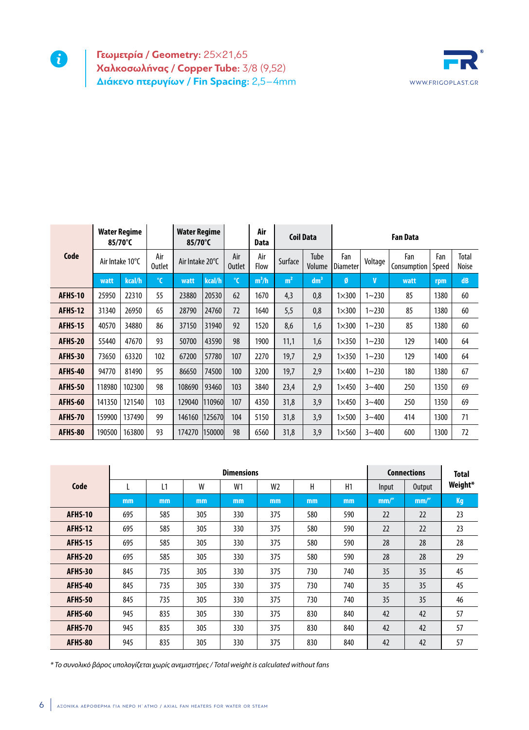**Γεωμετρία / Geometry:** 25×21,65
**Χαλκοσωλήνας / Copper Tube:** 3/8 (9,52)
**Διάκενο πτερυγίων / Fin Spacing:** 2,5–4mm

WWW.FRIGOPLAST.GR

| Code | Water Regime 85/70°C | | | Water Regime 85/70°C | | | Air Data | Coil Data | | Fan Data | | | | |
|---|---|---|---|---|---|---|---|---|---|---|---|---|---|---|
| | Air Intake 10°C | | Air Outlet | Air Intake 20°C | | Air Outlet | Air Flow | Surface | Tube Volume | Fan Diameter | Voltage | Fan Consumption | Fan Speed | Total Noise |
| | watt | kcal/h | °C | watt | kcal/h | °C | $m^3/h$ | $m^2$ | $dm^3$ | ø | V | watt | rpm | dB |
| **AFHS-10** | 25950 | 22310 | 55 | 23880 | 20530 | 62 | 1670 | 4,3 | 0,8 | 1×300 | 1~230 | 85 | 1380 | 60 |
| **AFHS-12** | 31340 | 26950 | 65 | 28790 | 24760 | 72 | 1640 | 5,5 | 0,8 | 1×300 | 1~230 | 85 | 1380 | 60 |
| **AFHS-15** | 40570 | 34880 | 86 | 37150 | 31940 | 92 | 1520 | 8,6 | 1,6 | 1×300 | 1~230 | 85 | 1380 | 60 |
| **AFHS-20** | 55440 | 47670 | 93 | 50700 | 43590 | 98 | 1900 | 11,1 | 1,6 | 1×350 | 1~230 | 129 | 1400 | 64 |
| **AFHS-30** | 73650 | 63320 | 102 | 67200 | 57780 | 107 | 2270 | 19,7 | 2,9 | 1×350 | 1~230 | 129 | 1400 | 64 |
| **AFHS-40** | 94770 | 81490 | 95 | 86650 | 74500 | 100 | 3200 | 19,7 | 2,9 | 1×400 | 1~230 | 180 | 1380 | 67 |
| **AFHS-50** | 118980 | 102300 | 98 | 108690 | 93460 | 103 | 3840 | 23,4 | 2,9 | 1×450 | 3~400 | 250 | 1350 | 69 |
| **AFHS-60** | 141350 | 121540 | 103 | 129040 | 110960 | 107 | 4350 | 31,8 | 3,9 | 1×450 | 3~400 | 250 | 1350 | 69 |
| **AFHS-70** | 159900 | 137490 | 99 | 146160 | 125670 | 104 | 5150 | 31,8 | 3,9 | 1×500 | 3~400 | 414 | 1300 | 71 |
| **AFHS-80** | 190500 | 163800 | 93 | 174270 | 150000 | 98 | 6560 | 31,8 | 3,9 | 1×560 | 3~400 | 600 | 1300 | 72 |

| Code | Dimensions | | | | | | | Connections | | Total Weight* |
|---|---|---|---|---|---|---|---|---|---|---|
| | L | L1 | W | W1 | W2 | H | H1 | Input | Output | |
| | mm | mm | mm | mm | mm | mm | mm | mm/" | mm/" | Kg |
| **AFHS-10** | 695 | 585 | 305 | 330 | 375 | 580 | 590 | 22 | 22 | 23 |
| **AFHS-12** | 695 | 585 | 305 | 330 | 375 | 580 | 590 | 22 | 22 | 23 |
| **AFHS-15** | 695 | 585 | 305 | 330 | 375 | 580 | 590 | 28 | 28 | 28 |
| **AFHS-20** | 695 | 585 | 305 | 330 | 375 | 580 | 590 | 28 | 28 | 29 |
| **AFHS-30** | 845 | 735 | 305 | 330 | 375 | 730 | 740 | 35 | 35 | 45 |
| **AFHS-40** | 845 | 735 | 305 | 330 | 375 | 730 | 740 | 35 | 35 | 45 |
| **AFHS-50** | 845 | 735 | 305 | 330 | 375 | 730 | 740 | 35 | 35 | 46 |
| **AFHS-60** | 945 | 835 | 305 | 330 | 375 | 830 | 840 | 42 | 42 | 57 |
| **AFHS-70** | 945 | 835 | 305 | 330 | 375 | 830 | 840 | 42 | 42 | 57 |
| **AFHS-80** | 945 | 835 | 305 | 330 | 375 | 830 | 840 | 42 | 42 | 57 |

*\* Το συνολικό βάρος υπολογίζεται χωρίς ανεμιστήρες / Total weight is calculated without fans*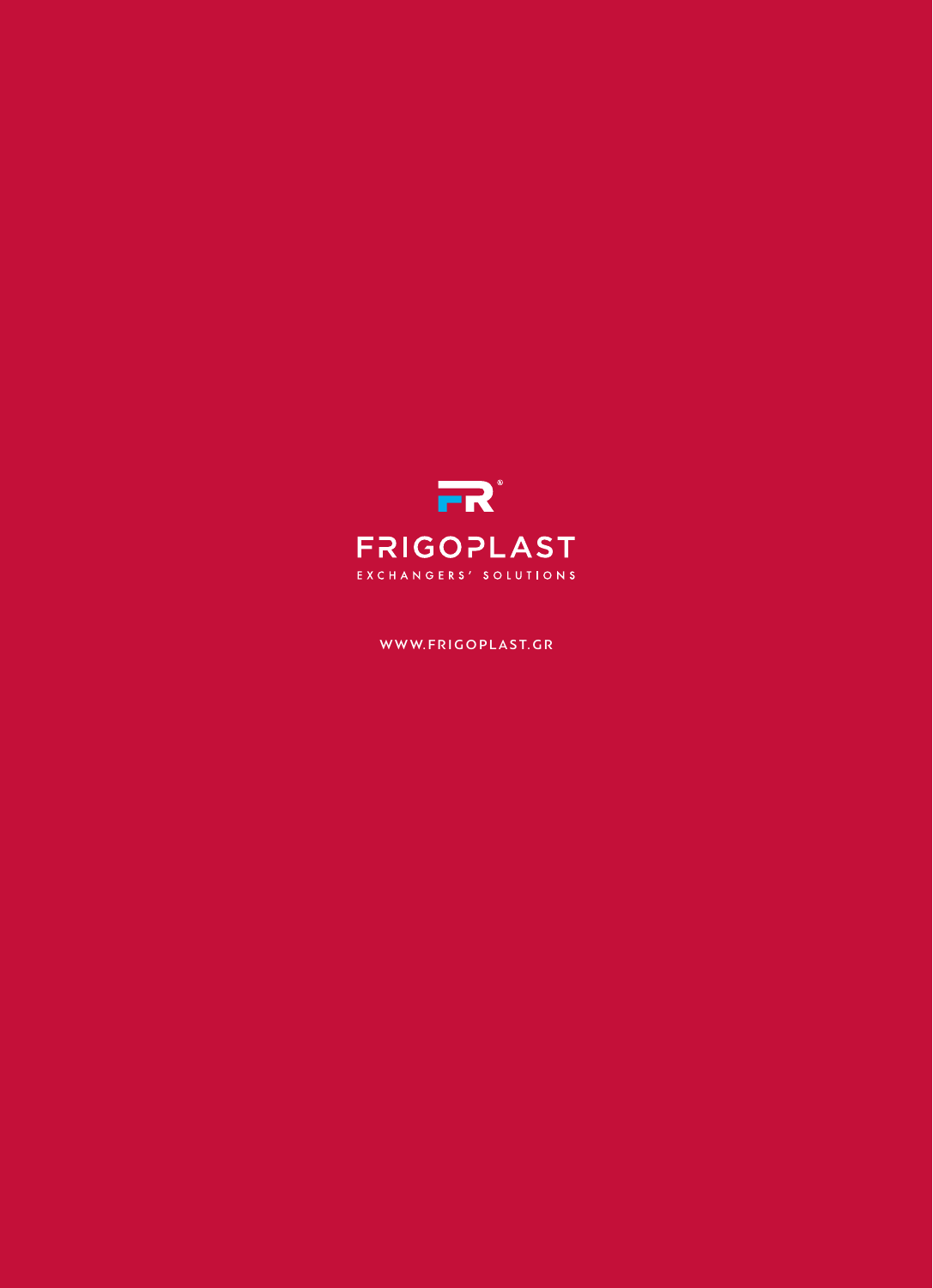FRIGOPLAST

EXCHANGERS' SOLUTIONS

WWW.FRIGOPLAST.GR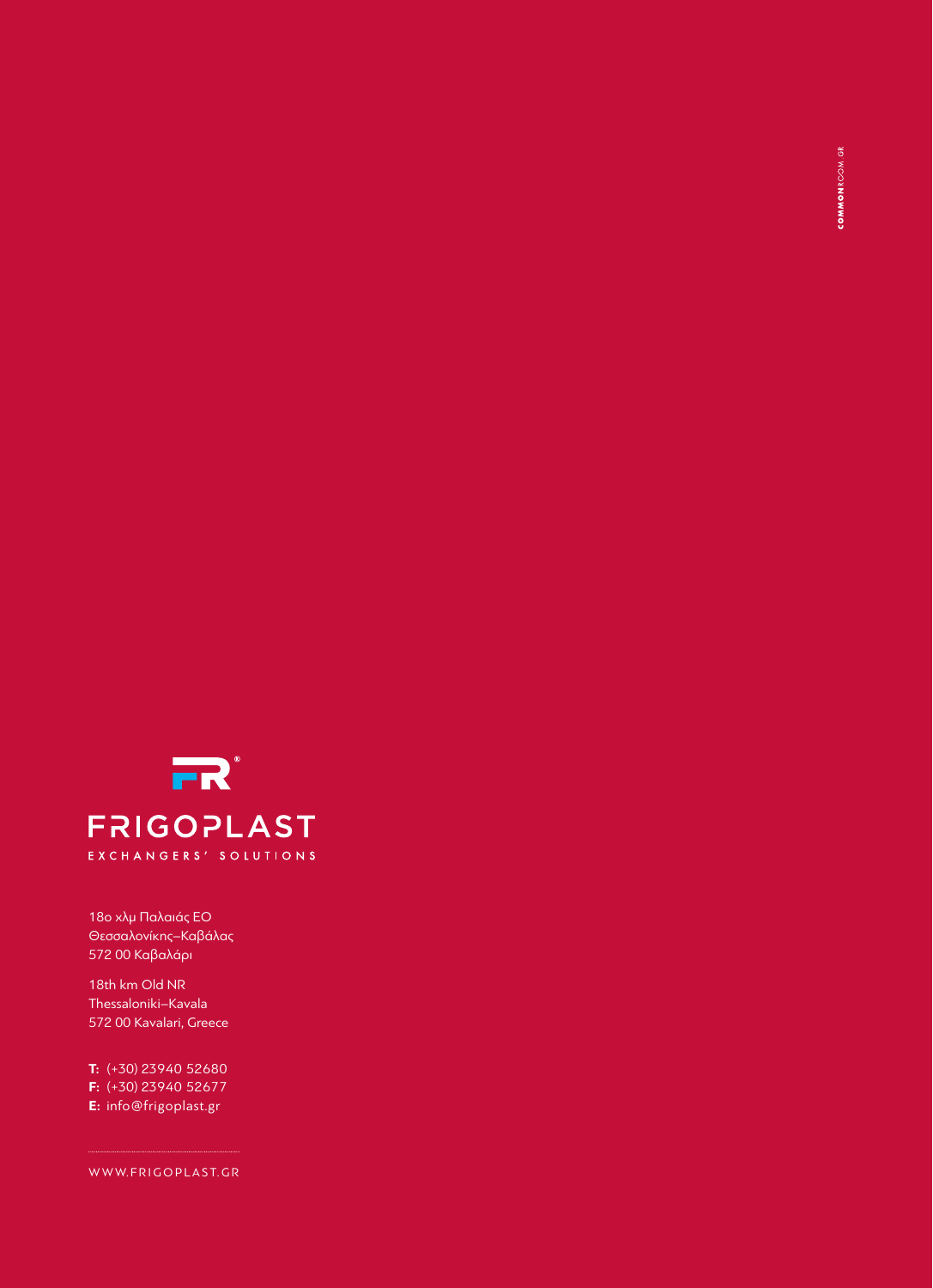COMMONROOM.GR

FRIGOPLAST

EXCHANGERS' SOLUTIONS

18ο χλμ Παλαιάς ΕΟ
Θεσσαλονίκης–Καβάλας
572 00 Καβαλάρι

18th km Old NR
Thessaloniki–Kavala
572 00 Kavalari, Greece

**T:** (+30) 23940 52680
**F:** (+30) 23940 52677
**E:** info@frigoplast.gr

WWW.FRIGOPLAST.GR